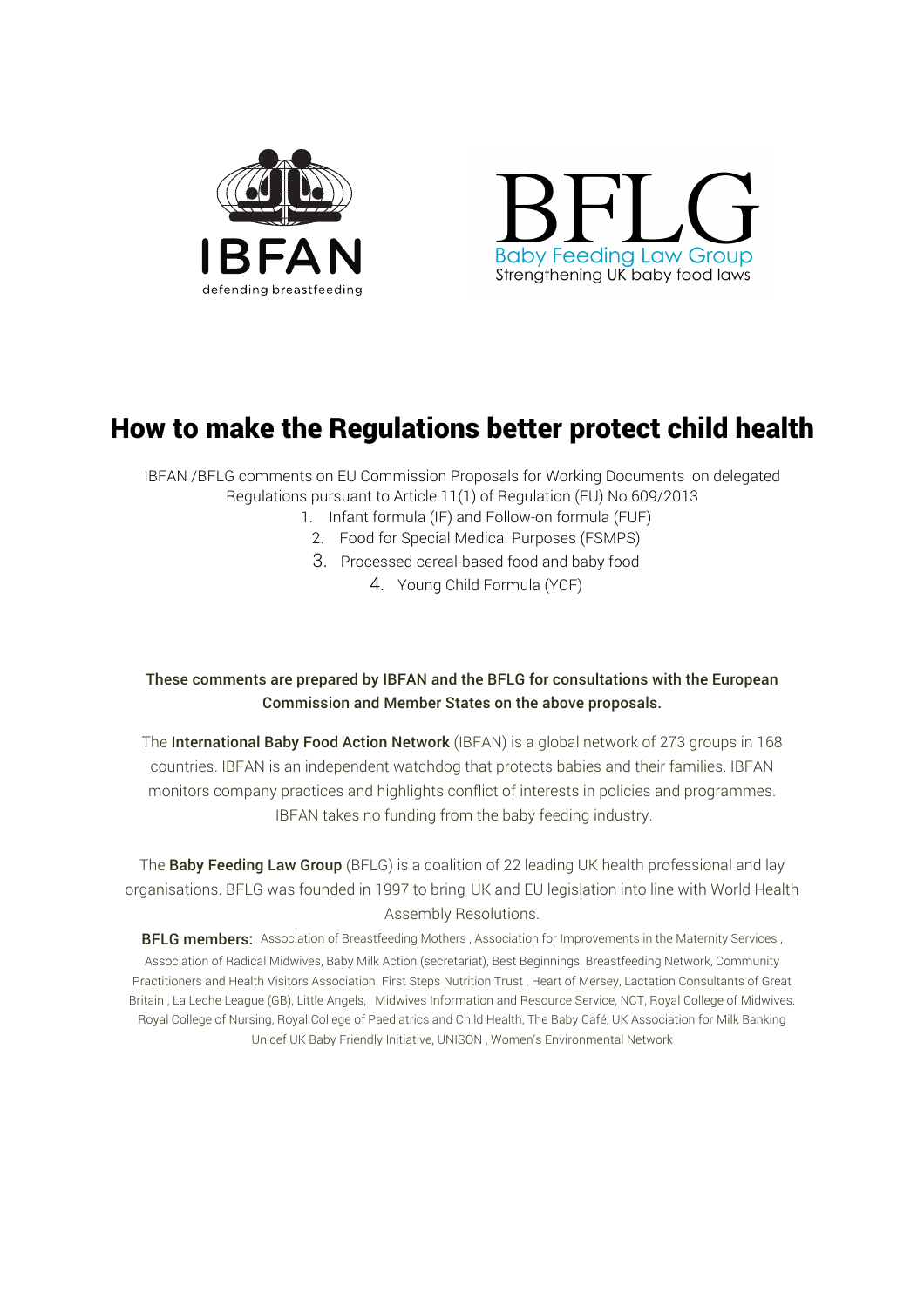IBFAN
defending breastfeeding

BFLG
Baby Feeding Law Group
Strengthening UK baby food laws

# How to make the Regulations better protect child health

IBFAN /BFLG comments on EU Commission Proposals for Working Documents on delegated Regulations pursuant to Article 11(1) of Regulation (EU) No 609/2013

1. Infant formula (IF) and Follow-on formula (FUF)
2. Food for Special Medical Purposes (FSMPS)
3. Processed cereal-based food and baby food
4. Young Child Formula (YCF)

**These comments are prepared by IBFAN and the BFLG for consultations with the European Commission and Member States on the above proposals.**

The **International Baby Food Action Network** (IBFAN) is a global network of 273 groups in 168 countries. IBFAN is an independent watchdog that protects babies and their families. IBFAN monitors company practices and highlights conflict of interests in policies and programmes. IBFAN takes no funding from the baby feeding industry.

The **Baby Feeding Law Group** (BFLG) is a coalition of 22 leading UK health professional and lay organisations. BFLG was founded in 1997 to bring UK and EU legislation into line with World Health Assembly Resolutions.

**BFLG members:** Association of Breastfeeding Mothers , Association for Improvements in the Maternity Services , Association of Radical Midwives, Baby Milk Action (secretariat), Best Beginnings, Breastfeeding Network, Community Practitioners and Health Visitors Association First Steps Nutrition Trust , Heart of Mersey, Lactation Consultants of Great Britain , La Leche League (GB), Little Angels, Midwives Information and Resource Service, NCT, Royal College of Midwives. Royal College of Nursing, Royal College of Paediatrics and Child Health, The Baby Café, UK Association for Milk Banking Unicef UK Baby Friendly Initiative, UNISON , Women's Environmental Network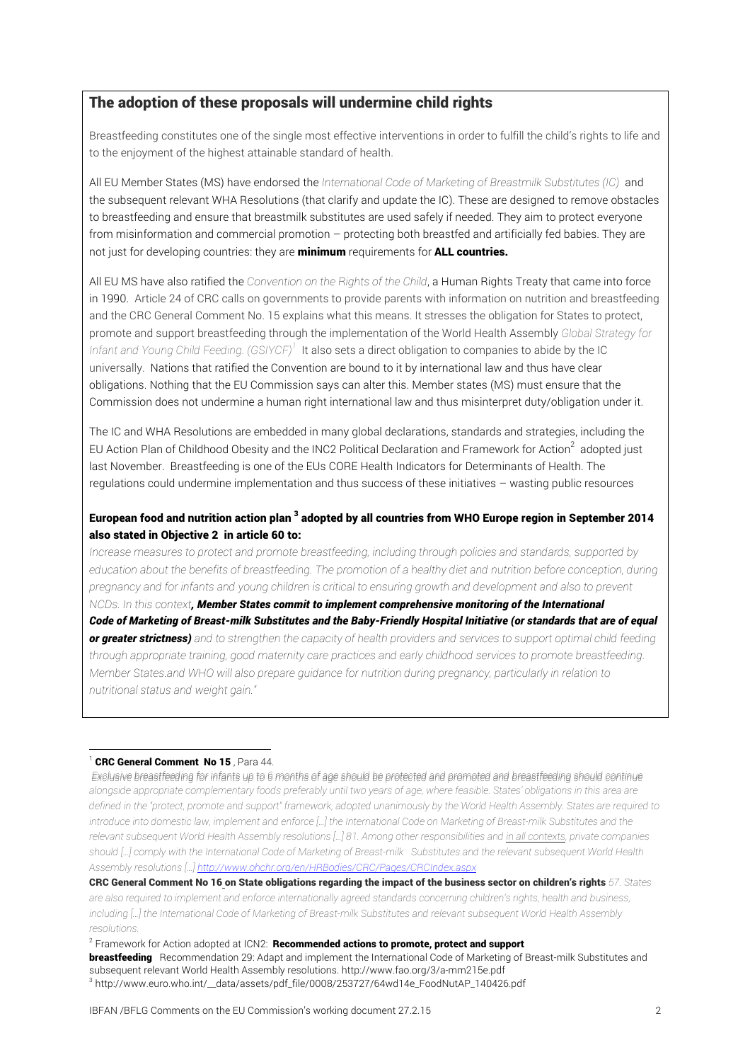## The adoption of these proposals will undermine child rights

Breastfeeding constitutes one of the single most effective interventions in order to fulfill the child's rights to life and to the enjoyment of the highest attainable standard of health.

All EU Member States (MS) have endorsed the *International Code of Marketing of Breastmilk Substitutes (IC)* and the subsequent relevant WHA Resolutions (that clarify and update the IC). These are designed to remove obstacles to breastfeeding and ensure that breastmilk substitutes are used safely if needed. They aim to protect everyone from misinformation and commercial promotion – protecting both breastfed and artificially fed babies. They are not just for developing countries: they are **minimum** requirements for **ALL countries.**

All EU MS have also ratified the *Convention on the Rights of the Child*, a Human Rights Treaty that came into force in 1990. Article 24 of CRC calls on governments to provide parents with information on nutrition and breastfeeding and the CRC General Comment No. 15 explains what this means. It stresses the obligation for States to protect, promote and support breastfeeding through the implementation of the World Health Assembly *Global Strategy for Infant and Young Child Feeding. (GSIYCF)*[1] It also sets a direct obligation to companies to abide by the IC universally. Nations that ratified the Convention are bound to it by international law and thus have clear obligations. Nothing that the EU Commission says can alter this. Member states (MS) must ensure that the Commission does not undermine a human right international law and thus misinterpret duty/obligation under it.

The IC and WHA Resolutions are embedded in many global declarations, standards and strategies, including the EU Action Plan of Childhood Obesity and the INC2 Political Declaration and Framework for Action[2] adopted just last November. Breastfeeding is one of the EUs CORE Health Indicators for Determinants of Health. The regulations could undermine implementation and thus success of these initiatives – wasting public resources

**European food and nutrition action plan [3] adopted by all countries from WHO Europe region in September 2014 also stated in Objective 2 in article 60 to:**

*Increase measures to protect and promote breastfeeding, including through policies and standards, supported by education about the benefits of breastfeeding. The promotion of a healthy diet and nutrition before conception, during pregnancy and for infants and young children is critical to ensuring growth and development and also to prevent NCDs. In this context**, Member States commit to implement comprehensive monitoring of the International Code of Marketing of Breast-milk Substitutes and the Baby-Friendly Hospital Initiative (or standards that are of equal or greater strictness)** and to strengthen the capacity of health providers and services to support optimal child feeding through appropriate training, good maternity care practices and early childhood services to promote breastfeeding. Member States.and WHO will also prepare guidance for nutrition during pregnancy, particularly in relation to nutritional status and weight gain."*

---

[1] **CRC General Comment No 15** , Para 44.
*Exclusive breastfeeding for infants up to 6 months of age should be protected and promoted and breastfeeding should continue alongside appropriate complementary foods preferably until two years of age, where feasible. States' obligations in this area are defined in the "protect, promote and support" framework, adopted unanimously by the World Health Assembly. States are required to introduce into domestic law, implement and enforce […] the International Code on Marketing of Breast-milk Substitutes and the relevant subsequent World Health Assembly resolutions […] 81. Among other responsibilities and in all contexts, private companies should […] comply with the International Code of Marketing of Breast-milk Substitutes and the relevant subsequent World Health Assembly resolutions […] http://www.ohchr.org/en/HRBodies/CRC/Pages/CRCIndex.aspx*

**CRC General Comment No 16 on State obligations regarding the impact of the business sector on children's rights** *57. States are also required to implement and enforce internationally agreed standards concerning children's rights, health and business, including […] the International Code of Marketing of Breast-milk Substitutes and relevant subsequent World Health Assembly resolutions.*

[2] Framework for Action adopted at ICN2: **Recommended actions to promote, protect and support breastfeeding** Recommendation 29: Adapt and implement the International Code of Marketing of Breast-milk Substitutes and subsequent relevant World Health Assembly resolutions. http://www.fao.org/3/a-mm215e.pdf

[3] http://www.euro.who.int/__data/assets/pdf_file/0008/253727/64wd14e_FoodNutAP_140426.pdf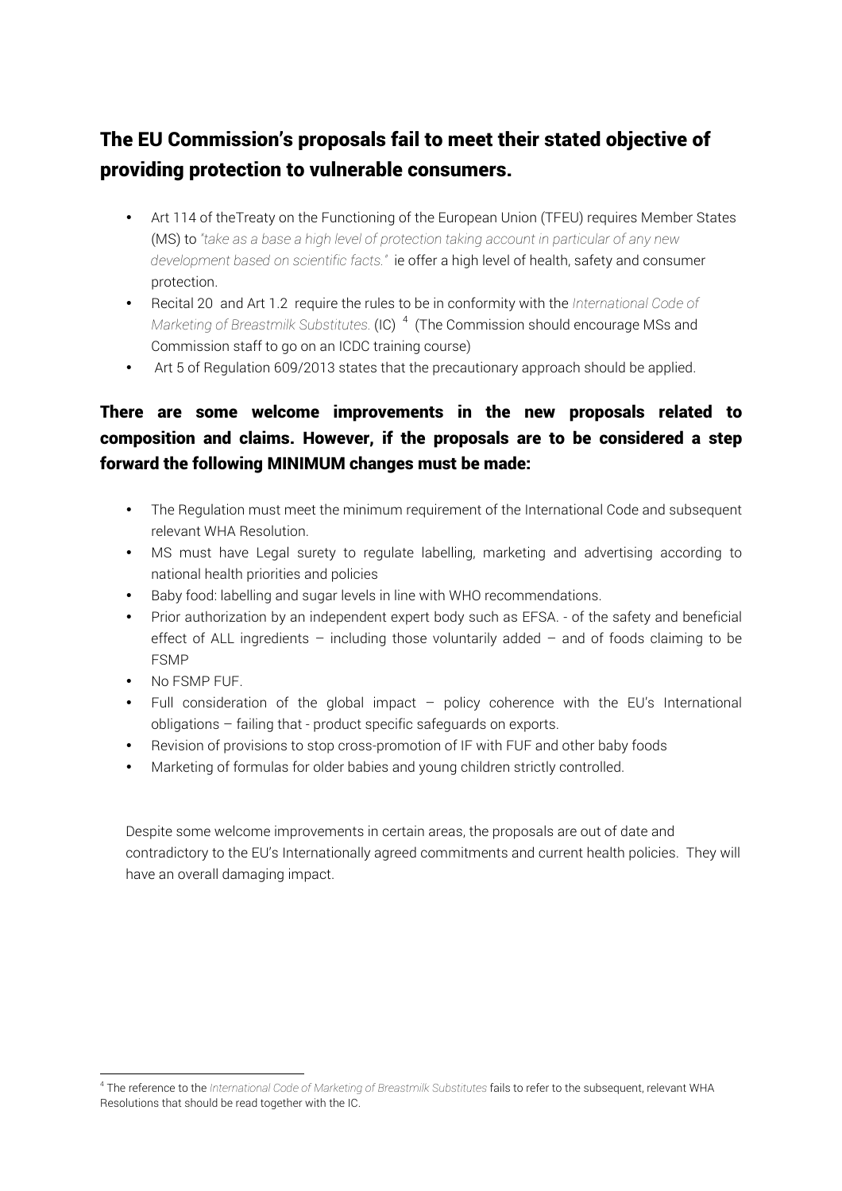## The EU Commission's proposals fail to meet their stated objective of providing protection to vulnerable consumers.

- Art 114 of theTreaty on the Functioning of the European Union (TFEU) requires Member States (MS) to *"take as a base a high level of protection taking account in particular of any new development based on scientific facts."* ie offer a high level of health, safety and consumer protection.
- Recital 20 and Art 1.2 require the rules to be in conformity with the *International Code of Marketing of Breastmilk Substitutes.* (IC) [4] (The Commission should encourage MSs and Commission staff to go on an ICDC training course)
- Art 5 of Regulation 609/2013 states that the precautionary approach should be applied.

## There are some welcome improvements in the new proposals related to composition and claims. However, if the proposals are to be considered a step forward the following MINIMUM changes must be made:

- The Regulation must meet the minimum requirement of the International Code and subsequent relevant WHA Resolution.
- MS must have Legal surety to regulate labelling, marketing and advertising according to national health priorities and policies
- Baby food: labelling and sugar levels in line with WHO recommendations.
- Prior authorization by an independent expert body such as EFSA. - of the safety and beneficial effect of ALL ingredients – including those voluntarily added – and of foods claiming to be FSMP
- No FSMP FUF.
- Full consideration of the global impact – policy coherence with the EU's International obligations – failing that - product specific safeguards on exports.
- Revision of provisions to stop cross-promotion of IF with FUF and other baby foods
- Marketing of formulas for older babies and young children strictly controlled.

Despite some welcome improvements in certain areas, the proposals are out of date and contradictory to the EU's Internationally agreed commitments and current health policies. They will have an overall damaging impact.

[4] The reference to the *International Code of Marketing of Breastmilk Substitutes* fails to refer to the subsequent, relevant WHA Resolutions that should be read together with the IC.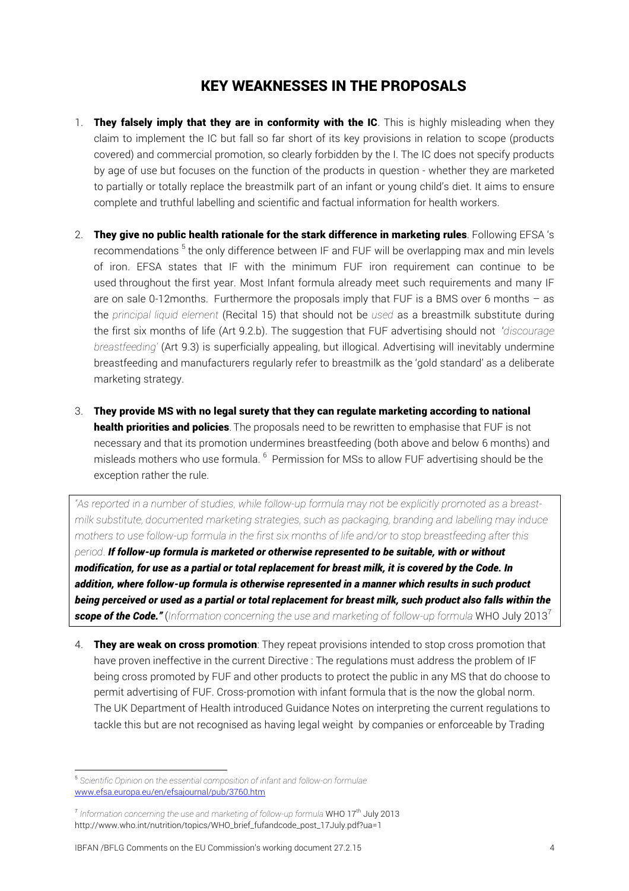# KEY WEAKNESSES IN THE PROPOSALS

1. **They falsely imply that they are in conformity with the IC**. This is highly misleading when they claim to implement the IC but fall so far short of its key provisions in relation to scope (products covered) and commercial promotion, so clearly forbidden by the I. The IC does not specify products by age of use but focuses on the function of the products in question - whether they are marketed to partially or totally replace the breastmilk part of an infant or young child's diet. It aims to ensure complete and truthful labelling and scientific and factual information for health workers.

2. **They give no public health rationale for the stark difference in marketing rules**. Following EFSA 's recommendations [5] the only difference between IF and FUF will be overlapping max and min levels of iron. EFSA states that IF with the minimum FUF iron requirement can continue to be used throughout the first year. Most Infant formula already meet such requirements and many IF are on sale 0-12months. Furthermore the proposals imply that FUF is a BMS over 6 months – as the *principal liquid element* (Recital 15) that should not be *used* as a breastmilk substitute during the first six months of life (Art 9.2.b). The suggestion that FUF advertising should not *'discourage breastfeeding'* (Art 9.3) is superficially appealing, but illogical. Advertising will inevitably undermine breastfeeding and manufacturers regularly refer to breastmilk as the 'gold standard' as a deliberate marketing strategy.

3. **They provide MS with no legal surety that they can regulate marketing according to national health priorities and policies**. The proposals need to be rewritten to emphasise that FUF is not necessary and that its promotion undermines breastfeeding (both above and below 6 months) and misleads mothers who use formula. [6] Permission for MSs to allow FUF advertising should be the exception rather the rule.

> *"As reported in a number of studies, while follow-up formula may not be explicitly promoted as a breast-milk substitute, documented marketing strategies, such as packaging, branding and labelling may induce mothers to use follow-up formula in the first six months of life and/or to stop breastfeeding after this period.* ***If follow-up formula is marketed or otherwise represented to be suitable, with or without modification, for use as a partial or total replacement for breast milk, it is covered by the Code. In addition, where follow-up formula is otherwise represented in a manner which results in such product being perceived or used as a partial or total replacement for breast milk, such product also falls within the scope of the Code."*** (*Information concerning the use and marketing of follow-up formula* WHO July 2013[7]

4. **They are weak on cross promotion**: They repeat provisions intended to stop cross promotion that have proven ineffective in the current Directive : The regulations must address the problem of IF being cross promoted by FUF and other products to protect the public in any MS that do choose to permit advertising of FUF. Cross-promotion with infant formula that is the now the global norm. The UK Department of Health introduced Guidance Notes on interpreting the current regulations to tackle this but are not recognised as having legal weight by companies or enforceable by Trading

---

[5] *Scientific Opinion on the essential composition of infant and follow-on formulae* www.efsa.europa.eu/en/efsajournal/pub/3760.htm

[7] *Information concerning the use and marketing of follow-up formula* WHO 17th July 2013 http://www.who.int/nutrition/topics/WHO_brief_fufandcode_post_17July.pdf?ua=1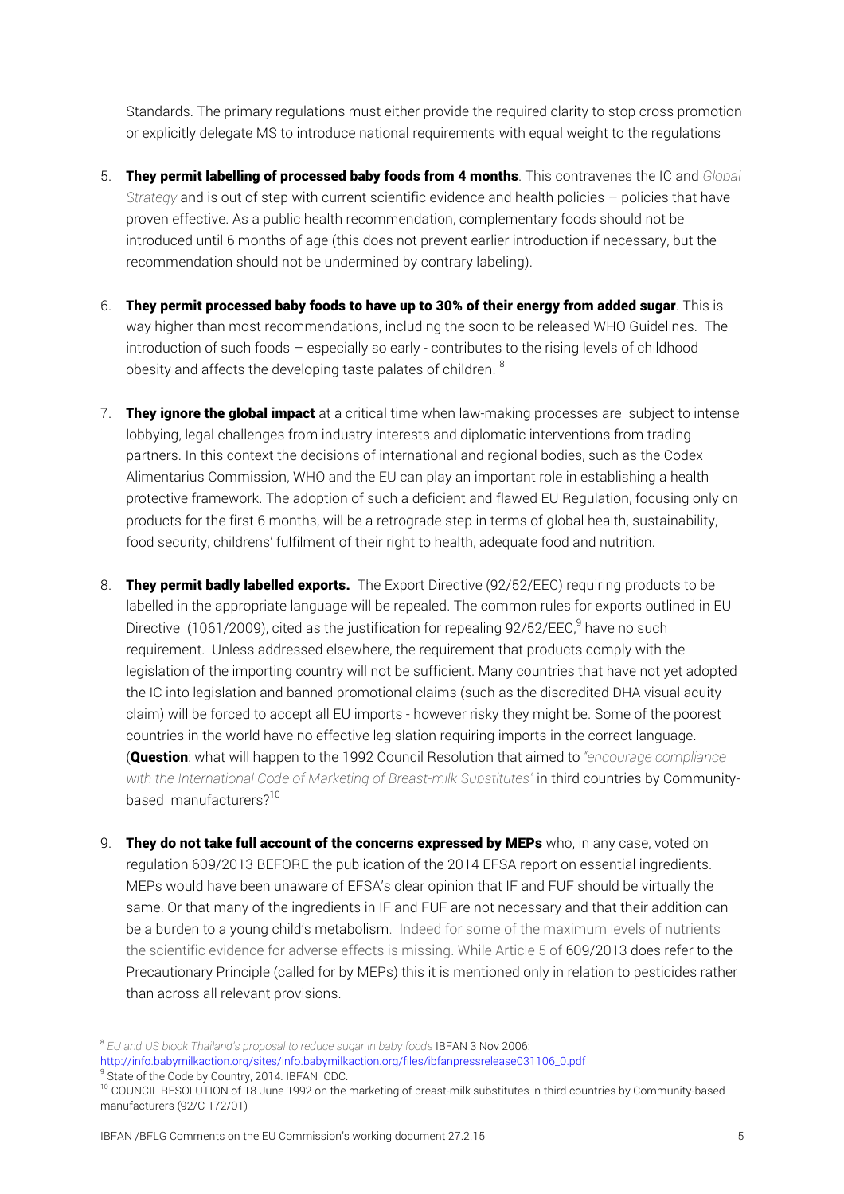Standards. The primary regulations must either provide the required clarity to stop cross promotion or explicitly delegate MS to introduce national requirements with equal weight to the regulations

5. **They permit labelling of processed baby foods from 4 months**. This contravenes the IC and *Global Strategy* and is out of step with current scientific evidence and health policies – policies that have proven effective. As a public health recommendation, complementary foods should not be introduced until 6 months of age (this does not prevent earlier introduction if necessary, but the recommendation should not be undermined by contrary labeling).

6. **They permit processed baby foods to have up to 30% of their energy from added sugar**. This is way higher than most recommendations, including the soon to be released WHO Guidelines. The introduction of such foods – especially so early - contributes to the rising levels of childhood obesity and affects the developing taste palates of children. [8]

7. **They ignore the global impact** at a critical time when law-making processes are subject to intense lobbying, legal challenges from industry interests and diplomatic interventions from trading partners. In this context the decisions of international and regional bodies, such as the Codex Alimentarius Commission, WHO and the EU can play an important role in establishing a health protective framework. The adoption of such a deficient and flawed EU Regulation, focusing only on products for the first 6 months, will be a retrograde step in terms of global health, sustainability, food security, childrens' fulfilment of their right to health, adequate food and nutrition.

8. **They permit badly labelled exports.** The Export Directive (92/52/EEC) requiring products to be labelled in the appropriate language will be repealed. The common rules for exports outlined in EU Directive (1061/2009), cited as the justification for repealing 92/52/EEC,[9] have no such requirement. Unless addressed elsewhere, the requirement that products comply with the legislation of the importing country will not be sufficient. Many countries that have not yet adopted the IC into legislation and banned promotional claims (such as the discredited DHA visual acuity claim) will be forced to accept all EU imports - however risky they might be. Some of the poorest countries in the world have no effective legislation requiring imports in the correct language. (**Question**: what will happen to the 1992 Council Resolution that aimed to *"encourage compliance with the International Code of Marketing of Breast-milk Substitutes"* in third countries by Community-based manufacturers?[10]

9. **They do not take full account of the concerns expressed by MEPs** who, in any case, voted on regulation 609/2013 BEFORE the publication of the 2014 EFSA report on essential ingredients. MEPs would have been unaware of EFSA's clear opinion that IF and FUF should be virtually the same. Or that many of the ingredients in IF and FUF are not necessary and that their addition can be a burden to a young child's metabolism. Indeed for some of the maximum levels of nutrients the scientific evidence for adverse effects is missing. While Article 5 of 609/2013 does refer to the Precautionary Principle (called for by MEPs) this it is mentioned only in relation to pesticides rather than across all relevant provisions.

---

[8] *EU and US block Thailand's proposal to reduce sugar in baby foods* IBFAN 3 Nov 2006: http://info.babymilkaction.org/sites/info.babymilkaction.org/files/ibfanpressrelease031106_0.pdf

[9] State of the Code by Country, 2014. IBFAN ICDC.

[10] COUNCIL RESOLUTION of 18 June 1992 on the marketing of breast-milk substitutes in third countries by Community-based manufacturers (92/C 172/01)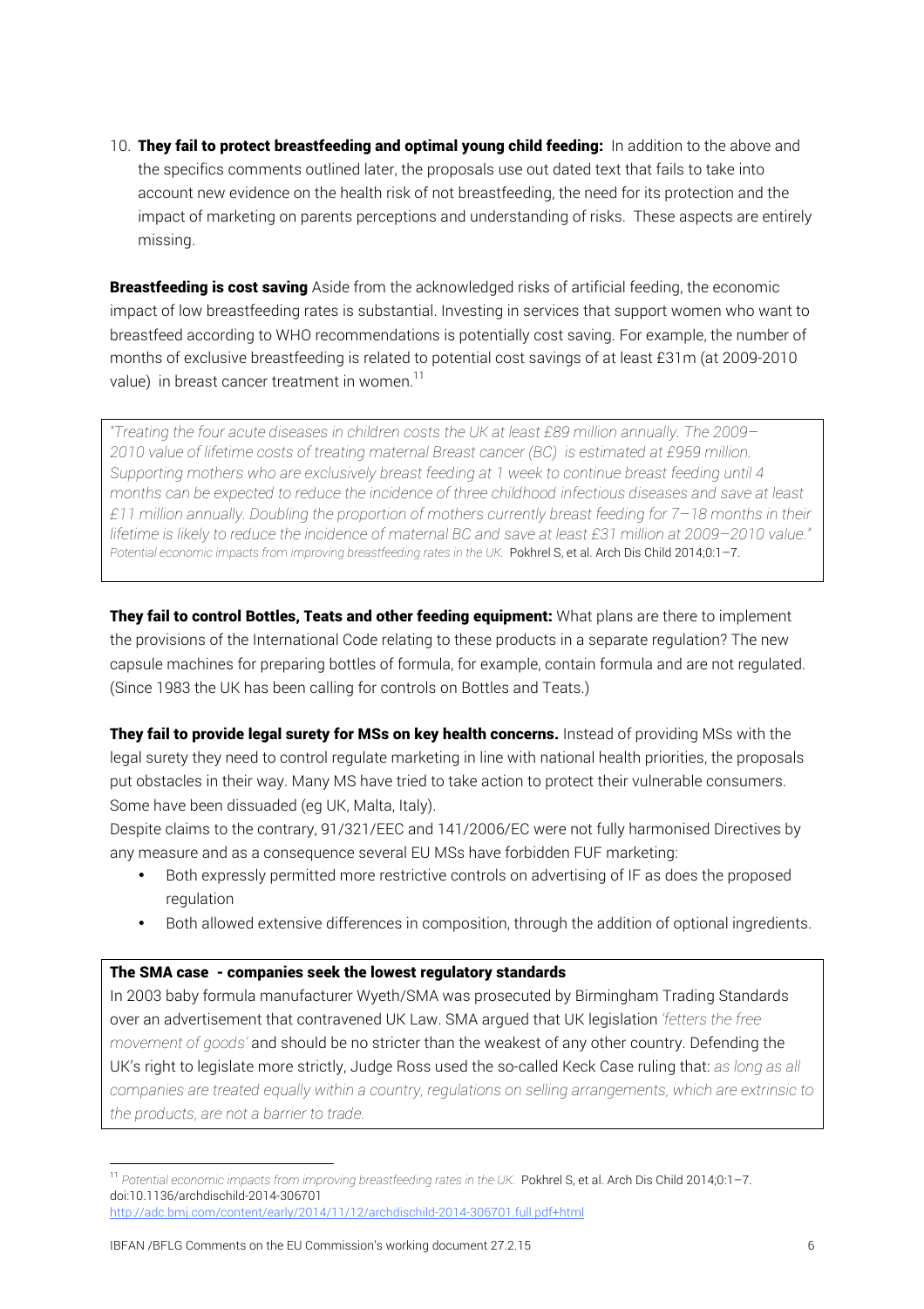10. **They fail to protect breastfeeding and optimal young child feeding:** In addition to the above and the specifics comments outlined later, the proposals use out dated text that fails to take into account new evidence on the health risk of not breastfeeding, the need for its protection and the impact of marketing on parents perceptions and understanding of risks. These aspects are entirely missing.

**Breastfeeding is cost saving** Aside from the acknowledged risks of artificial feeding, the economic impact of low breastfeeding rates is substantial. Investing in services that support women who want to breastfeed according to WHO recommendations is potentially cost saving. For example, the number of months of exclusive breastfeeding is related to potential cost savings of at least £31m (at 2009-2010 value) in breast cancer treatment in women.[11]

> *"Treating the four acute diseases in children costs the UK at least £89 million annually. The 2009–2010 value of lifetime costs of treating maternal Breast cancer (BC) is estimated at £959 million. Supporting mothers who are exclusively breast feeding at 1 week to continue breast feeding until 4 months can be expected to reduce the incidence of three childhood infectious diseases and save at least £11 million annually. Doubling the proportion of mothers currently breast feeding for 7–18 months in their lifetime is likely to reduce the incidence of maternal BC and save at least £31 million at 2009–2010 value."*
> *Potential economic impacts from improving breastfeeding rates in the UK.* Pokhrel S, et al. Arch Dis Child 2014;0:1–7.

**They fail to control Bottles, Teats and other feeding equipment:** What plans are there to implement the provisions of the International Code relating to these products in a separate regulation? The new capsule machines for preparing bottles of formula, for example, contain formula and are not regulated. (Since 1983 the UK has been calling for controls on Bottles and Teats.)

**They fail to provide legal surety for MSs on key health concerns.** Instead of providing MSs with the legal surety they need to control regulate marketing in line with national health priorities, the proposals put obstacles in their way. Many MS have tried to take action to protect their vulnerable consumers. Some have been dissuaded (eg UK, Malta, Italy).

Despite claims to the contrary, 91/321/EEC and 141/2006/EC were not fully harmonised Directives by any measure and as a consequence several EU MSs have forbidden FUF marketing:

- Both expressly permitted more restrictive controls on advertising of IF as does the proposed regulation
- Both allowed extensive differences in composition, through the addition of optional ingredients.

> **The SMA case - companies seek the lowest regulatory standards**
>
> In 2003 baby formula manufacturer Wyeth/SMA was prosecuted by Birmingham Trading Standards over an advertisement that contravened UK Law. SMA argued that UK legislation *'fetters the free movement of goods'* and should be no stricter than the weakest of any other country. Defending the UK's right to legislate more strictly, Judge Ross used the so-called Keck Case ruling that: *as long as all companies are treated equally within a country, regulations on selling arrangements, which are extrinsic to the products, are not a barrier to trade.*

[11] *Potential economic impacts from improving breastfeeding rates in the UK.* Pokhrel S, et al. Arch Dis Child 2014;0:1–7. doi:10.1136/archdischild-2014-306701 http://adc.bmj.com/content/early/2014/11/12/archdischild-2014-306701.full.pdf+html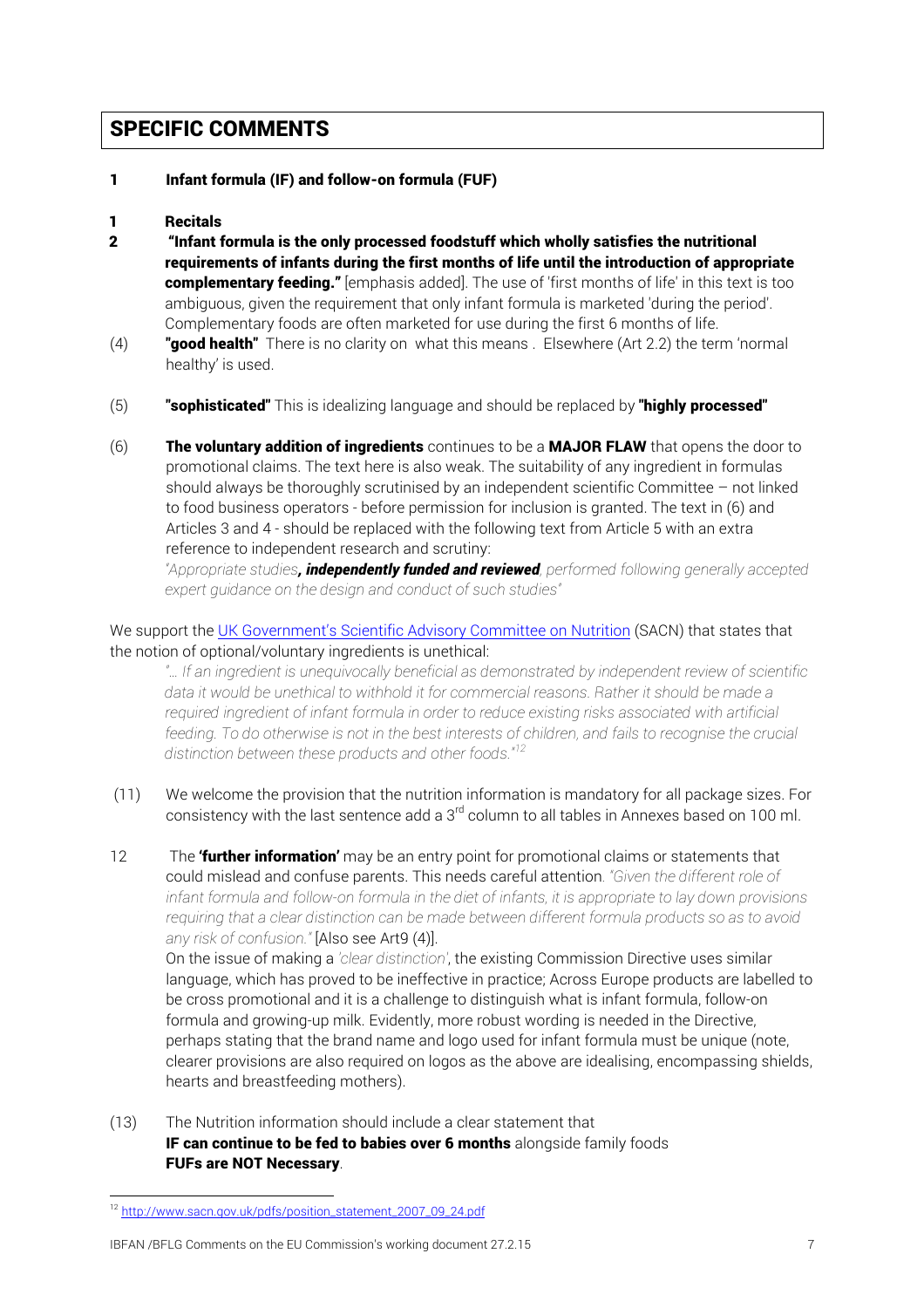# SPECIFIC COMMENTS

## 1 Infant formula (IF) and follow-on formula (FUF)

**1 Recitals**

**2** **"Infant formula is the only processed foodstuff which wholly satisfies the nutritional requirements of infants during the first months of life until the introduction of appropriate complementary feeding."** [emphasis added]. The use of 'first months of life' in this text is too ambiguous, given the requirement that only infant formula is marketed 'during the period'. Complementary foods are often marketed for use during the first 6 months of life.

(4) **"good health"** There is no clarity on what this means . Elsewhere (Art 2.2) the term 'normal healthy' is used.

(5) **"sophisticated"** This is idealizing language and should be replaced by **"highly processed"**

(6) **The voluntary addition of ingredients** continues to be a **MAJOR FLAW** that opens the door to promotional claims. The text here is also weak. The suitability of any ingredient in formulas should always be thoroughly scrutinised by an independent scientific Committee – not linked to food business operators - before permission for inclusion is granted. The text in (6) and Articles 3 and 4 - should be replaced with the following text from Article 5 with an extra reference to independent research and scrutiny:

*"Appropriate studies**, independently funded and reviewed**, performed following generally accepted expert guidance on the design and conduct of such studies"*

We support the UK Government's Scientific Advisory Committee on Nutrition (SACN) that states that the notion of optional/voluntary ingredients is unethical:

> *"… If an ingredient is unequivocally beneficial as demonstrated by independent review of scientific data it would be unethical to withhold it for commercial reasons. Rather it should be made a required ingredient of infant formula in order to reduce existing risks associated with artificial feeding. To do otherwise is not in the best interests of children, and fails to recognise the crucial distinction between these products and other foods."*[12]

(11) We welcome the provision that the nutrition information is mandatory for all package sizes. For consistency with the last sentence add a 3rd column to all tables in Annexes based on 100 ml.

12 The **'further information'** may be an entry point for promotional claims or statements that could mislead and confuse parents. This needs careful attention. *"Given the different role of infant formula and follow-on formula in the diet of infants, it is appropriate to lay down provisions requiring that a clear distinction can be made between different formula products so as to avoid any risk of confusion."* [Also see Art9 (4)].

On the issue of making a *'clear distinction'*, the existing Commission Directive uses similar language, which has proved to be ineffective in practice; Across Europe products are labelled to be cross promotional and it is a challenge to distinguish what is infant formula, follow-on formula and growing-up milk. Evidently, more robust wording is needed in the Directive, perhaps stating that the brand name and logo used for infant formula must be unique (note, clearer provisions are also required on logos as the above are idealising, encompassing shields, hearts and breastfeeding mothers).

(13) The Nutrition information should include a clear statement that
**IF can continue to be fed to babies over 6 months** alongside family foods
**FUFs are NOT Necessary**.

---

[12] http://www.sacn.gov.uk/pdfs/position_statement_2007_09_24.pdf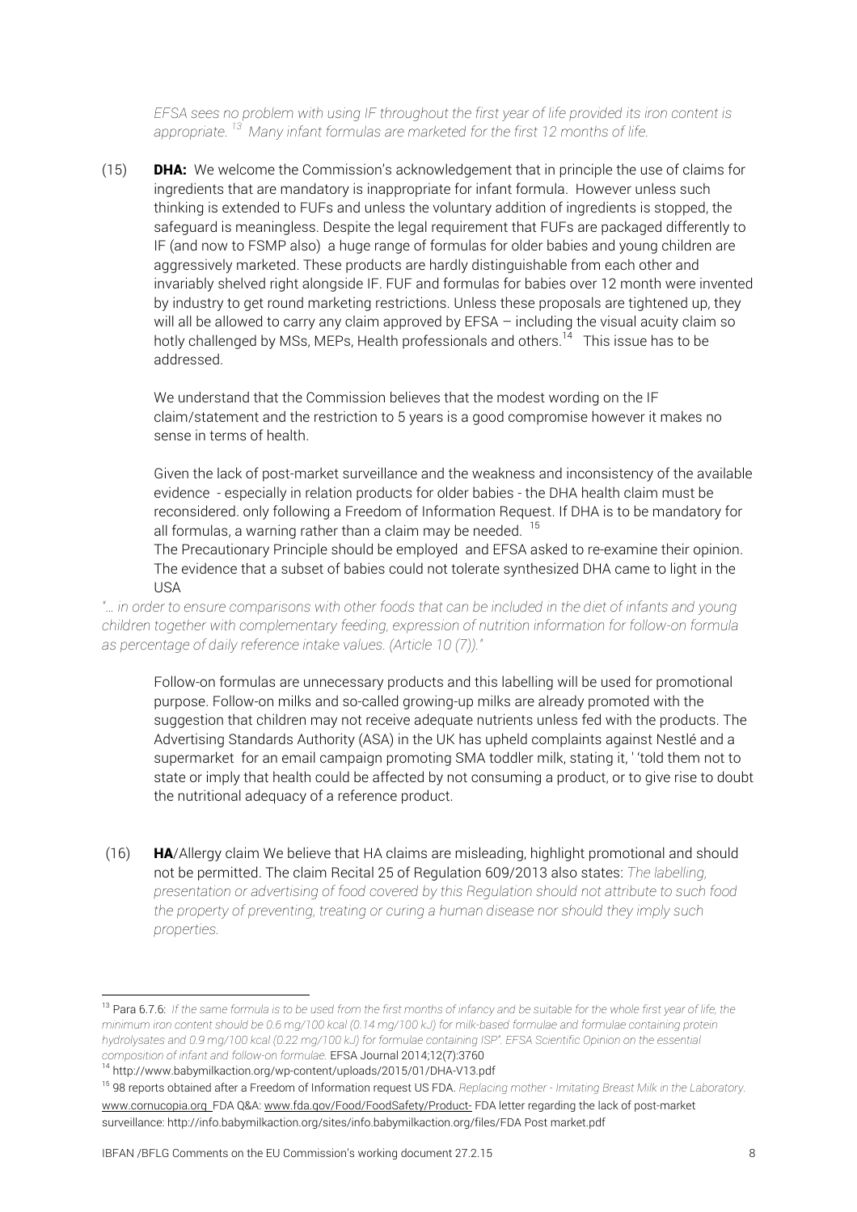*EFSA sees no problem with using IF throughout the first year of life provided its iron content is appropriate.* [13] *Many infant formulas are marketed for the first 12 months of life.*

(15) **DHA:** We welcome the Commission's acknowledgement that in principle the use of claims for ingredients that are mandatory is inappropriate for infant formula. However unless such thinking is extended to FUFs and unless the voluntary addition of ingredients is stopped, the safeguard is meaningless. Despite the legal requirement that FUFs are packaged differently to IF (and now to FSMP also) a huge range of formulas for older babies and young children are aggressively marketed. These products are hardly distinguishable from each other and invariably shelved right alongside IF. FUF and formulas for babies over 12 month were invented by industry to get round marketing restrictions. Unless these proposals are tightened up, they will all be allowed to carry any claim approved by EFSA – including the visual acuity claim so hotly challenged by MSs, MEPs, Health professionals and others.[14] This issue has to be addressed.

We understand that the Commission believes that the modest wording on the IF claim/statement and the restriction to 5 years is a good compromise however it makes no sense in terms of health.

Given the lack of post-market surveillance and the weakness and inconsistency of the available evidence - especially in relation products for older babies - the DHA health claim must be reconsidered. only following a Freedom of Information Request. If DHA is to be mandatory for all formulas, a warning rather than a claim may be needed. [15]

The Precautionary Principle should be employed and EFSA asked to re-examine their opinion. The evidence that a subset of babies could not tolerate synthesized DHA came to light in the USA

*"… in order to ensure comparisons with other foods that can be included in the diet of infants and young children together with complementary feeding, expression of nutrition information for follow-on formula as percentage of daily reference intake values. (Article 10 (7))."*

Follow-on formulas are unnecessary products and this labelling will be used for promotional purpose. Follow-on milks and so-called growing-up milks are already promoted with the suggestion that children may not receive adequate nutrients unless fed with the products. The Advertising Standards Authority (ASA) in the UK has upheld complaints against Nestlé and a supermarket for an email campaign promoting SMA toddler milk, stating it, ' 'told them not to state or imply that health could be affected by not consuming a product, or to give rise to doubt the nutritional adequacy of a reference product.

(16) **HA**/Allergy claim We believe that HA claims are misleading, highlight promotional and should not be permitted. The claim Recital 25 of Regulation 609/2013 also states: *The labelling, presentation or advertising of food covered by this Regulation should not attribute to such food the property of preventing, treating or curing a human disease nor should they imply such properties.*

---

[13] Para 6.7.6: *If the same formula is to be used from the first months of infancy and be suitable for the whole first year of life, the minimum iron content should be 0.6 mg/100 kcal (0.14 mg/100 kJ) for milk-based formulae and formulae containing protein hydrolysates and 0.9 mg/100 kcal (0.22 mg/100 kJ) for formulae containing ISP". EFSA Scientific Opinion on the essential composition of infant and follow-on formulae.* EFSA Journal 2014;12(7):3760

[14] http://www.babymilkaction.org/wp-content/uploads/2015/01/DHA-V13.pdf

[15] 98 reports obtained after a Freedom of Information request US FDA. *Replacing mother - Imitating Breast Milk in the Laboratory.* www.cornucopia.org FDA Q&A: www.fda.gov/Food/FoodSafety/Product- FDA letter regarding the lack of post-market surveillance: http://info.babymilkaction.org/sites/info.babymilkaction.org/files/FDA Post market.pdf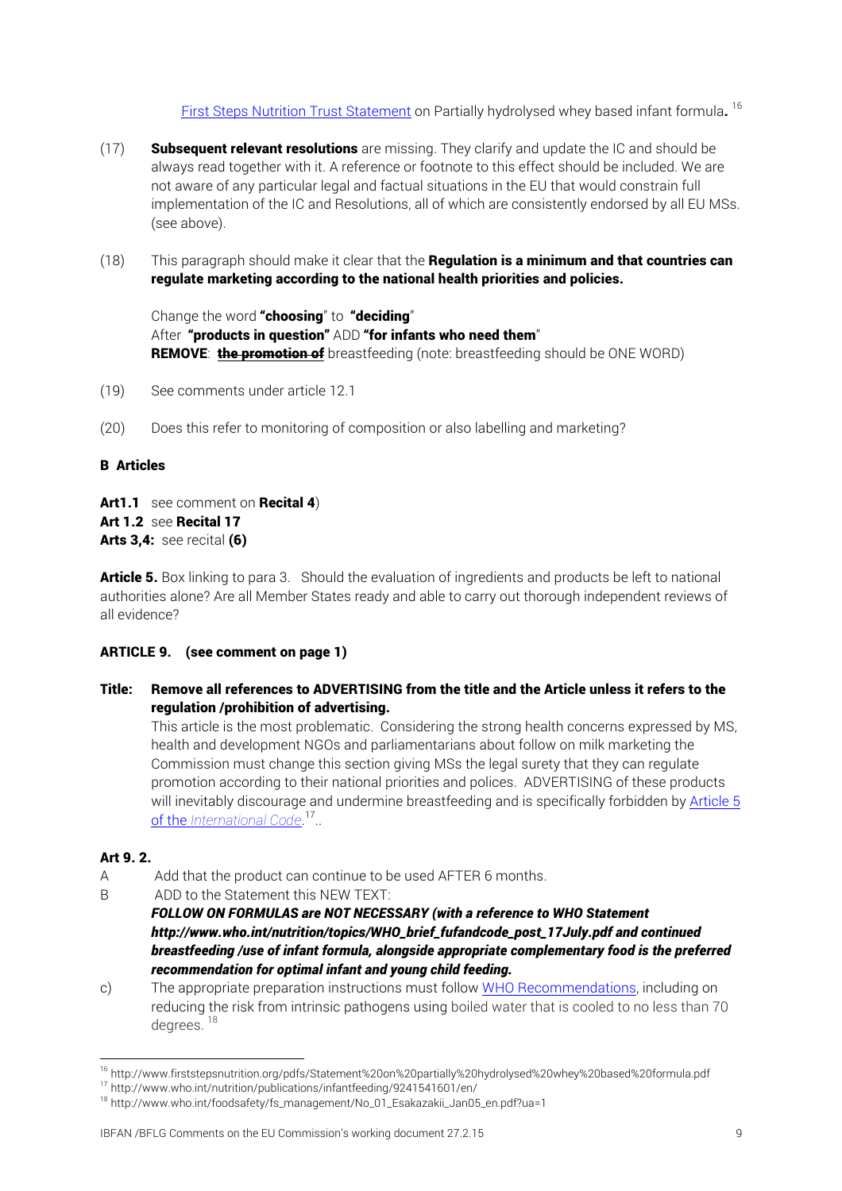First Steps Nutrition Trust Statement on Partially hydrolysed whey based infant formula**.** [16]

(17) **Subsequent relevant resolutions** are missing. They clarify and update the IC and should be always read together with it. A reference or footnote to this effect should be included. We are not aware of any particular legal and factual situations in the EU that would constrain full implementation of the IC and Resolutions, all of which are consistently endorsed by all EU MSs. (see above).

(18) This paragraph should make it clear that the **Regulation is a minimum and that countries can regulate marketing according to the national health priorities and policies.**

Change the word **"choosing**" to **"deciding**"
After **"products in question"** ADD **"for infants who need them**"
**REMOVE**: ~~**the promotion of**~~ breastfeeding (note: breastfeeding should be ONE WORD)

(19) See comments under article 12.1

(20) Does this refer to monitoring of composition or also labelling and marketing?

**B Articles**

**Art1.1** see comment on **Recital 4**)
**Art 1.2** see **Recital 17**
**Arts 3,4:** see recital **(6)**

**Article 5.** Box linking to para 3. Should the evaluation of ingredients and products be left to national authorities alone? Are all Member States ready and able to carry out thorough independent reviews of all evidence?

**ARTICLE 9. (see comment on page 1)**

**Title: Remove all references to ADVERTISING from the title and the Article unless it refers to the regulation /prohibition of advertising.**
This article is the most problematic. Considering the strong health concerns expressed by MS, health and development NGOs and parliamentarians about follow on milk marketing the Commission must change this section giving MSs the legal surety that they can regulate promotion according to their national priorities and polices. ADVERTISING of these products will inevitably discourage and undermine breastfeeding and is specifically forbidden by Article 5 of the *International Code*.[17]..

**Art 9. 2.**

A Add that the product can continue to be used AFTER 6 months.

B ADD to the Statement this NEW TEXT:
***FOLLOW ON FORMULAS are NOT NECESSARY (with a reference to WHO Statement http://www.who.int/nutrition/topics/WHO_brief_fufandcode_post_17July.pdf and continued breastfeeding /use of infant formula, alongside appropriate complementary food is the preferred recommendation for optimal infant and young child feeding.***

c) The appropriate preparation instructions must follow WHO Recommendations, including on reducing the risk from intrinsic pathogens using boiled water that is cooled to no less than 70 degrees. [18]

---

[16] http://www.firststepsnutrition.org/pdfs/Statement%20on%20partially%20hydrolysed%20whey%20based%20formula.pdf
[17] http://www.who.int/nutrition/publications/infantfeeding/9241541601/en/
[18] http://www.who.int/foodsafety/fs_management/No_01_Esakazakii_Jan05_en.pdf?ua=1

IBFAN /BFLG Comments on the EU Commission's working document 27.2.15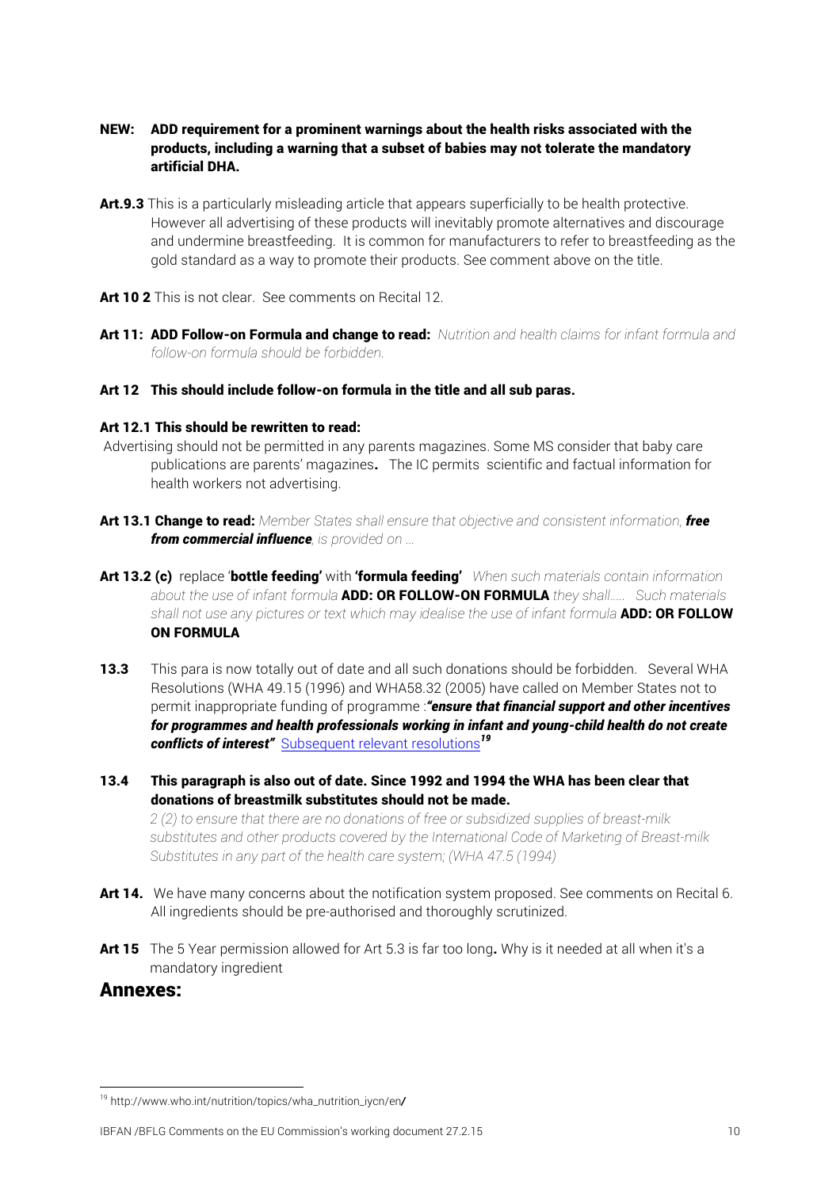**NEW: ADD requirement for a prominent warnings about the health risks associated with the products, including a warning that a subset of babies may not tolerate the mandatory artificial DHA.**

**Art.9.3** This is a particularly misleading article that appears superficially to be health protective. However all advertising of these products will inevitably promote alternatives and discourage and undermine breastfeeding. It is common for manufacturers to refer to breastfeeding as the gold standard as a way to promote their products. See comment above on the title.

**Art 10 2** This is not clear. See comments on Recital 12.

**Art 11: ADD Follow-on Formula and change to read:** *Nutrition and health claims for infant formula and follow-on formula should be forbidden.*

**Art 12 This should include follow-on formula in the title and all sub paras.**

**Art 12.1 This should be rewritten to read:**

Advertising should not be permitted in any parents magazines. Some MS consider that baby care publications are parents' magazines**.** The IC permits scientific and factual information for health workers not advertising.

**Art 13.1 Change to read:** *Member States shall ensure that objective and consistent information,* ***free from commercial influence****, is provided on …*

**Art 13.2 (c)** replace '**bottle feeding'** with **'formula feeding'** *When such materials contain information about the use of infant formula* **ADD: OR FOLLOW-ON FORMULA** *they shall….. Such materials shall not use any pictures or text which may idealise the use of infant formula* **ADD: OR FOLLOW ON FORMULA**

**13.3** This para is now totally out of date and all such donations should be forbidden. Several WHA Resolutions (WHA 49.15 (1996) and WHA58.32 (2005) have called on Member States not to permit inappropriate funding of programme :***"ensure that financial support and other incentives for programmes and health professionals working in infant and young-child health do not create conflicts of interest"*** Subsequent relevant resolutions[19]

**13.4 This paragraph is also out of date. Since 1992 and 1994 the WHA has been clear that donations of breastmilk substitutes should not be made.**

*2 (2) to ensure that there are no donations of free or subsidized supplies of breast-milk substitutes and other products covered by the International Code of Marketing of Breast-milk Substitutes in any part of the health care system; (WHA 47.5 (1994)*

**Art 14.** We have many concerns about the notification system proposed. See comments on Recital 6. All ingredients should be pre-authorised and thoroughly scrutinized.

**Art 15** The 5 Year permission allowed for Art 5.3 is far too long**.** Why is it needed at all when it's a mandatory ingredient

## Annexes:

[19] http://www.who.int/nutrition/topics/wha_nutrition_iycn/en/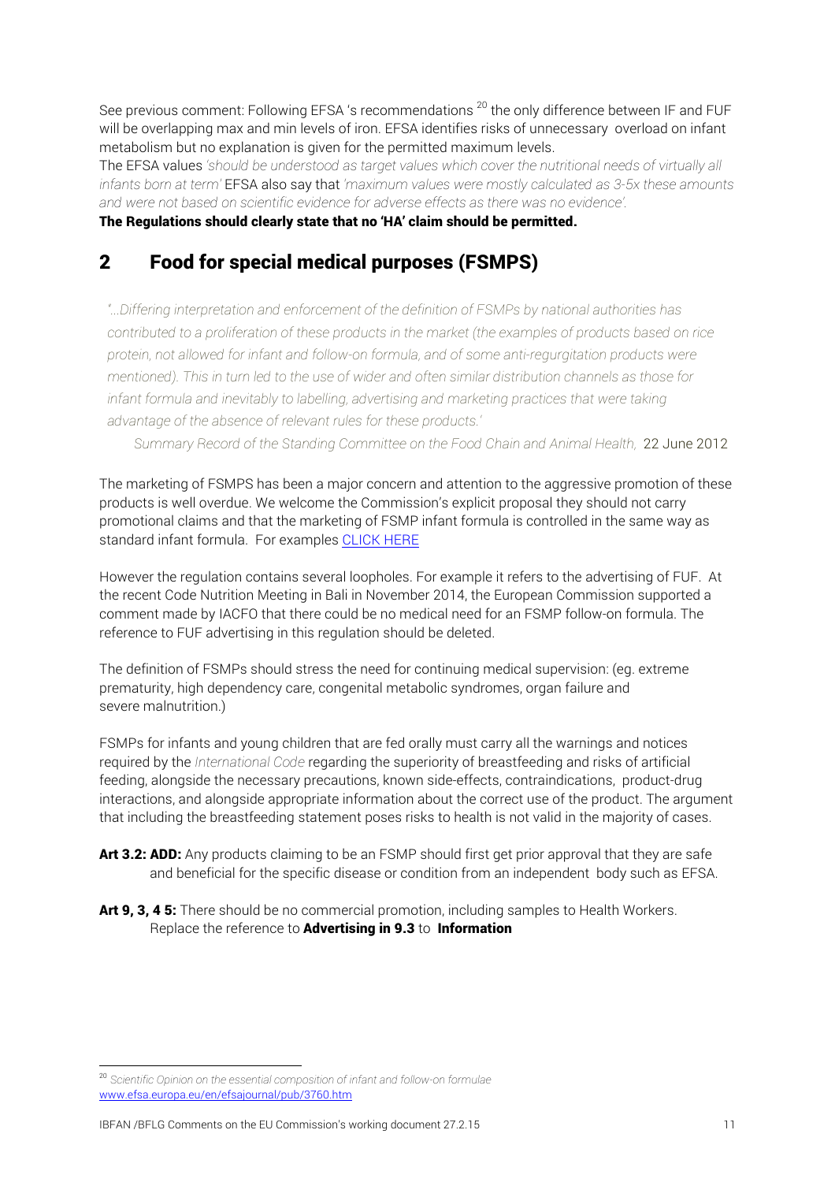See previous comment: Following EFSA 's recommendations [20] the only difference between IF and FUF will be overlapping max and min levels of iron. EFSA identifies risks of unnecessary overload on infant metabolism but no explanation is given for the permitted maximum levels.

The EFSA values *'should be understood as target values which cover the nutritional needs of virtually all infants born at term'* EFSA also say that *'maximum values were mostly calculated as 3-5x these amounts and were not based on scientific evidence for adverse effects as there was no evidence'.*

**The Regulations should clearly state that no 'HA' claim should be permitted.**

## 2 Food for special medical purposes (FSMPS)

> *"...Differing interpretation and enforcement of the definition of FSMPs by national authorities has contributed to a proliferation of these products in the market (the examples of products based on rice protein, not allowed for infant and follow-on formula, and of some anti-regurgitation products were mentioned). This in turn led to the use of wider and often similar distribution channels as those for infant formula and inevitably to labelling, advertising and marketing practices that were taking advantage of the absence of relevant rules for these products.'*
>
> *Summary Record of the Standing Committee on the Food Chain and Animal Health,* 22 June 2012

The marketing of FSMPS has been a major concern and attention to the aggressive promotion of these products is well overdue. We welcome the Commission's explicit proposal they should not carry promotional claims and that the marketing of FSMP infant formula is controlled in the same way as standard infant formula. For examples CLICK HERE

However the regulation contains several loopholes. For example it refers to the advertising of FUF. At the recent Code Nutrition Meeting in Bali in November 2014, the European Commission supported a comment made by IACFO that there could be no medical need for an FSMP follow-on formula. The reference to FUF advertising in this regulation should be deleted.

The definition of FSMPs should stress the need for continuing medical supervision: (eg. extreme prematurity, high dependency care, congenital metabolic syndromes, organ failure and severe malnutrition.)

FSMPs for infants and young children that are fed orally must carry all the warnings and notices required by the *International Code* regarding the superiority of breastfeeding and risks of artificial feeding, alongside the necessary precautions, known side-effects, contraindications, product-drug interactions, and alongside appropriate information about the correct use of the product. The argument that including the breastfeeding statement poses risks to health is not valid in the majority of cases.

**Art 3.2: ADD:** Any products claiming to be an FSMP should first get prior approval that they are safe and beneficial for the specific disease or condition from an independent body such as EFSA.

**Art 9, 3, 4 5:** There should be no commercial promotion, including samples to Health Workers. Replace the reference to **Advertising in 9.3** to **Information**

---

[20] *Scientific Opinion on the essential composition of infant and follow-on formulae* www.efsa.europa.eu/en/efsajournal/pub/3760.htm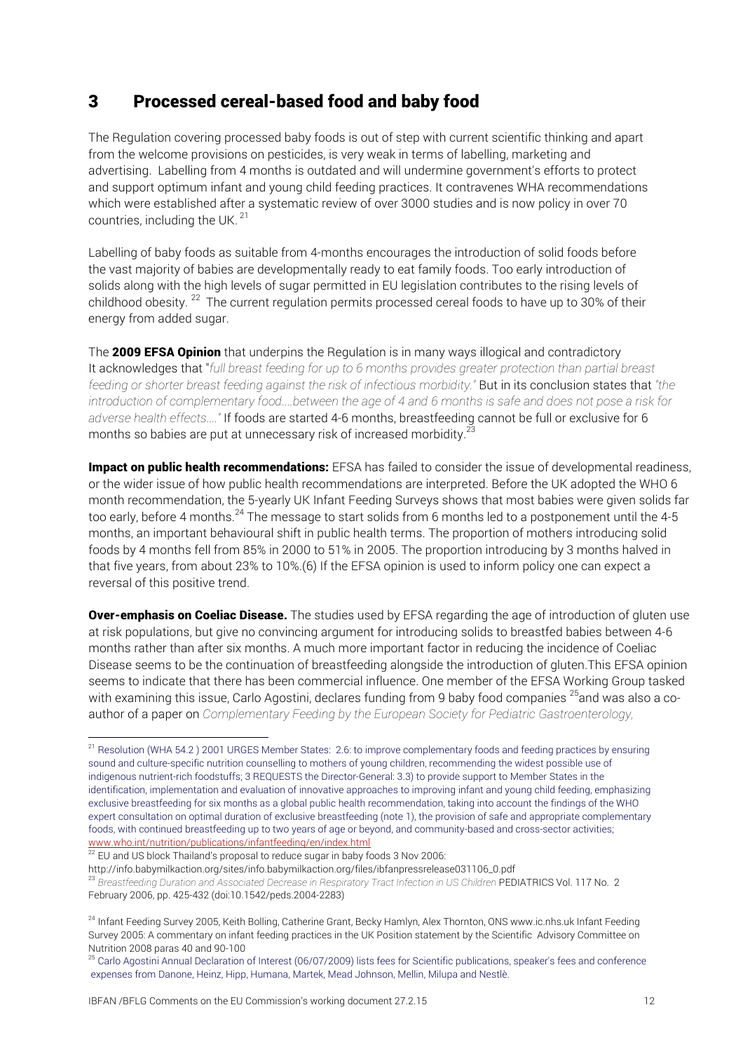## 3 Processed cereal-based food and baby food

The Regulation covering processed baby foods is out of step with current scientific thinking and apart from the welcome provisions on pesticides, is very weak in terms of labelling, marketing and advertising. Labelling from 4 months is outdated and will undermine government's efforts to protect and support optimum infant and young child feeding practices. It contravenes WHA recommendations which were established after a systematic review of over 3000 studies and is now policy in over 70 countries, including the UK. [21]

Labelling of baby foods as suitable from 4-months encourages the introduction of solid foods before the vast majority of babies are developmentally ready to eat family foods. Too early introduction of solids along with the high levels of sugar permitted in EU legislation contributes to the rising levels of childhood obesity. [22] The current regulation permits processed cereal foods to have up to 30% of their energy from added sugar.

The **2009 EFSA Opinion** that underpins the Regulation is in many ways illogical and contradictory It acknowledges that "*full breast feeding for up to 6 months provides greater protection than partial breast feeding or shorter breast feeding against the risk of infectious morbidity.*" But in its conclusion states that *"the introduction of complementary food....between the age of 4 and 6 months is safe and does not pose a risk for adverse health effects...."* If foods are started 4-6 months, breastfeeding cannot be full or exclusive for 6 months so babies are put at unnecessary risk of increased morbidity.[23]

**Impact on public health recommendations:** EFSA has failed to consider the issue of developmental readiness, or the wider issue of how public health recommendations are interpreted. Before the UK adopted the WHO 6 month recommendation, the 5-yearly UK Infant Feeding Surveys shows that most babies were given solids far too early, before 4 months.[24] The message to start solids from 6 months led to a postponement until the 4-5 months, an important behavioural shift in public health terms. The proportion of mothers introducing solid foods by 4 months fell from 85% in 2000 to 51% in 2005. The proportion introducing by 3 months halved in that five years, from about 23% to 10%.(6) If the EFSA opinion is used to inform policy one can expect a reversal of this positive trend.

**Over-emphasis on Coeliac Disease.** The studies used by EFSA regarding the age of introduction of gluten use at risk populations, but give no convincing argument for introducing solids to breastfed babies between 4-6 months rather than after six months. A much more important factor in reducing the incidence of Coeliac Disease seems to be the continuation of breastfeeding alongside the introduction of gluten.This EFSA opinion seems to indicate that there has been commercial influence. One member of the EFSA Working Group tasked with examining this issue, Carlo Agostini, declares funding from 9 baby food companies [25]and was also a co-author of a paper on *Complementary Feeding by the European Society for Pediatric Gastroenterology,*

---

[21] Resolution (WHA 54.2 ) 2001 URGES Member States: 2.6: to improve complementary foods and feeding practices by ensuring sound and culture-specific nutrition counselling to mothers of young children, recommending the widest possible use of indigenous nutrient-rich foodstuffs; 3 REQUESTS the Director-General: 3.3) to provide support to Member States in the identification, implementation and evaluation of innovative approaches to improving infant and young child feeding, emphasizing exclusive breastfeeding for six months as a global public health recommendation, taking into account the findings of the WHO expert consultation on optimal duration of exclusive breastfeeding (note 1), the provision of safe and appropriate complementary foods, with continued breastfeeding up to two years of age or beyond, and community-based and cross-sector activities; www.who.int/nutrition/publications/infantfeeding/en/index.html

[22] EU and US block Thailand's proposal to reduce sugar in baby foods 3 Nov 2006: http://info.babymilkaction.org/sites/info.babymilkaction.org/files/ibfanpressrelease031106_0.pdf

[23] *Breastfeeding Duration and Associated Decrease in Respiratory Tract Infection in US Children* PEDIATRICS Vol. 117 No. 2 February 2006, pp. 425-432 (doi:10.1542/peds.2004-2283)

[24] Infant Feeding Survey 2005, Keith Bolling, Catherine Grant, Becky Hamlyn, Alex Thornton, ONS www.ic.nhs.uk Infant Feeding Survey 2005: A commentary on infant feeding practices in the UK Position statement by the Scientific Advisory Committee on Nutrition 2008 paras 40 and 90-100

[25] Carlo Agostini Annual Declaration of Interest (06/07/2009) lists fees for Scientific publications, speaker's fees and conference expenses from Danone, Heinz, Hipp, Humana, Martek, Mead Johnson, Mellin, Milupa and Nestlè.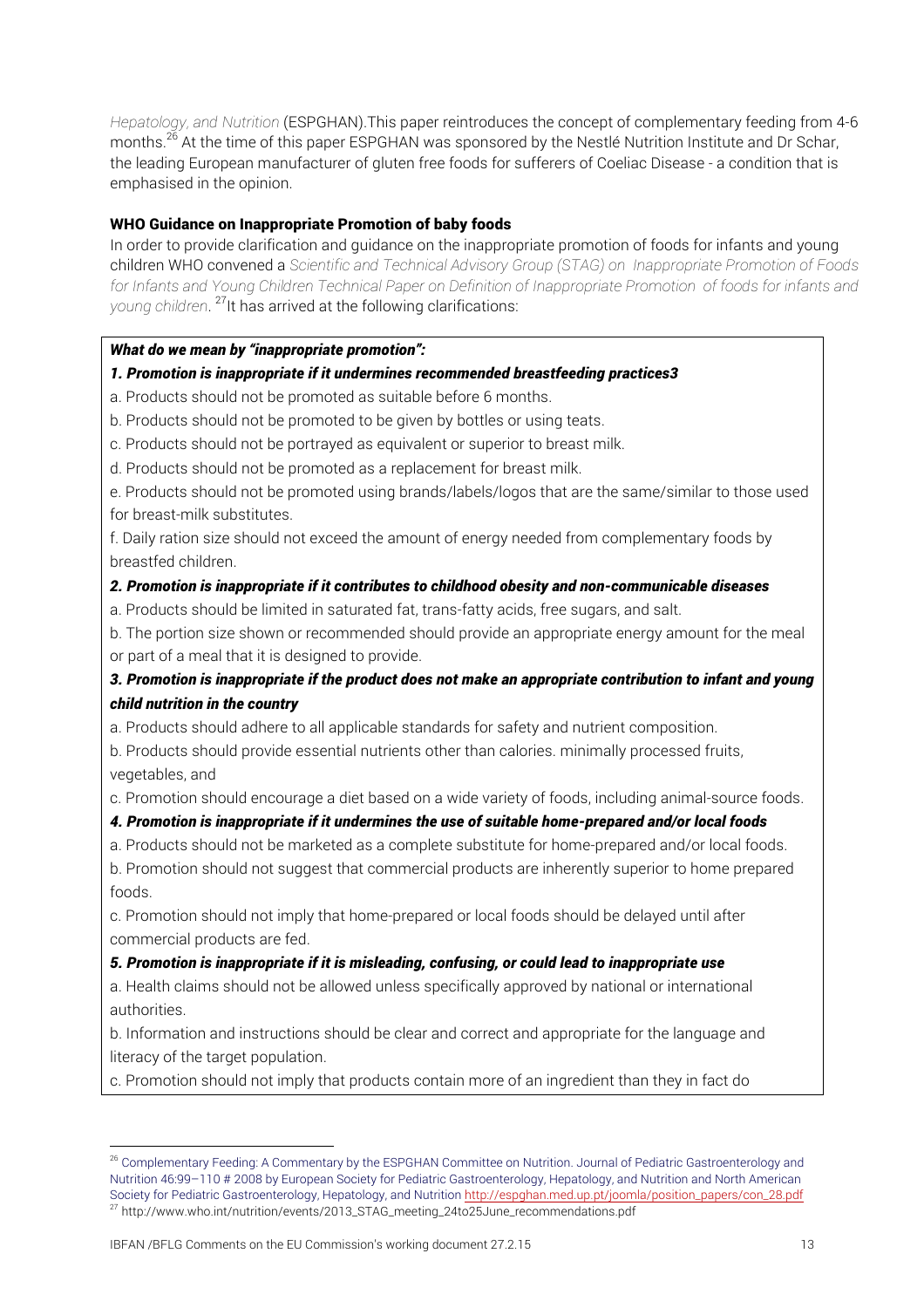*Hepatology, and Nutrition* (ESPGHAN).This paper reintroduces the concept of complementary feeding from 4-6 months.[26] At the time of this paper ESPGHAN was sponsored by the Nestlé Nutrition Institute and Dr Schar, the leading European manufacturer of gluten free foods for sufferers of Coeliac Disease - a condition that is emphasised in the opinion.

**WHO Guidance on Inappropriate Promotion of baby foods**

In order to provide clarification and guidance on the inappropriate promotion of foods for infants and young children WHO convened a *Scientific and Technical Advisory Group (STAG) on Inappropriate Promotion of Foods for Infants and Young Children Technical Paper on Definition of Inappropriate Promotion of foods for infants and young children*.[27] It has arrived at the following clarifications:

***What do we mean by "inappropriate promotion":***

***1. Promotion is inappropriate if it undermines recommended breastfeeding practices3***

a. Products should not be promoted as suitable before 6 months.

b. Products should not be promoted to be given by bottles or using teats.

c. Products should not be portrayed as equivalent or superior to breast milk.

d. Products should not be promoted as a replacement for breast milk.

e. Products should not be promoted using brands/labels/logos that are the same/similar to those used for breast-milk substitutes.

f. Daily ration size should not exceed the amount of energy needed from complementary foods by breastfed children.

***2. Promotion is inappropriate if it contributes to childhood obesity and non-communicable diseases***

a. Products should be limited in saturated fat, trans-fatty acids, free sugars, and salt.

b. The portion size shown or recommended should provide an appropriate energy amount for the meal or part of a meal that it is designed to provide.

***3. Promotion is inappropriate if the product does not make an appropriate contribution to infant and young child nutrition in the country***

a. Products should adhere to all applicable standards for safety and nutrient composition.

b. Products should provide essential nutrients other than calories. minimally processed fruits, vegetables, and

c. Promotion should encourage a diet based on a wide variety of foods, including animal-source foods.

***4. Promotion is inappropriate if it undermines the use of suitable home-prepared and/or local foods***

a. Products should not be marketed as a complete substitute for home-prepared and/or local foods.

b. Promotion should not suggest that commercial products are inherently superior to home prepared foods.

c. Promotion should not imply that home-prepared or local foods should be delayed until after commercial products are fed.

***5. Promotion is inappropriate if it is misleading, confusing, or could lead to inappropriate use***

a. Health claims should not be allowed unless specifically approved by national or international authorities.

b. Information and instructions should be clear and correct and appropriate for the language and literacy of the target population.

c. Promotion should not imply that products contain more of an ingredient than they in fact do

---

[26] Complementary Feeding: A Commentary by the ESPGHAN Committee on Nutrition. Journal of Pediatric Gastroenterology and Nutrition 46:99–110 # 2008 by European Society for Pediatric Gastroenterology, Hepatology, and Nutrition and North American Society for Pediatric Gastroenterology, Hepatology, and Nutrition http://espghan.med.up.pt/joomla/position_papers/con_28.pdf

[27] http://www.who.int/nutrition/events/2013_STAG_meeting_24to25June_recommendations.pdf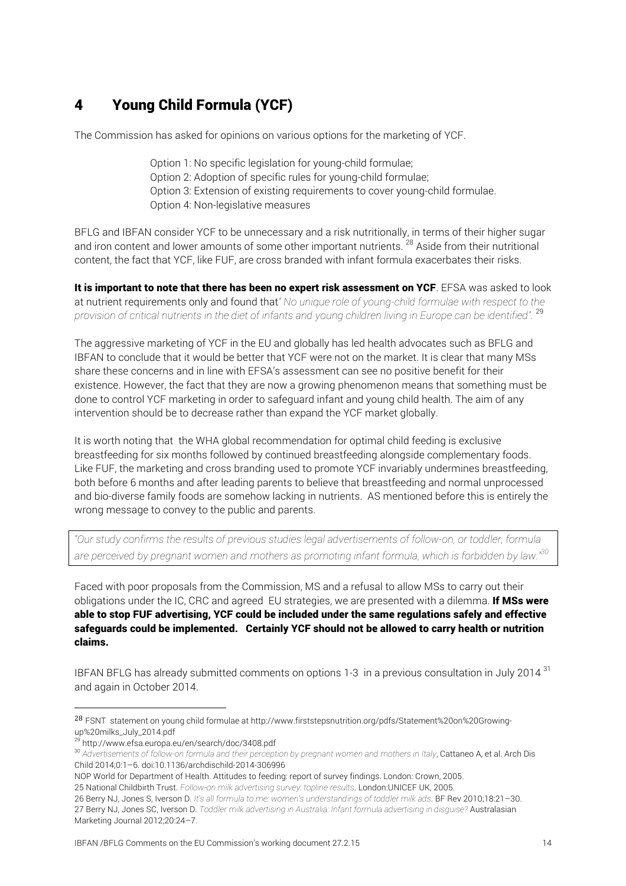# 4 Young Child Formula (YCF)

The Commission has asked for opinions on various options for the marketing of YCF.

> Option 1: No specific legislation for young-child formulae;
> Option 2: Adoption of specific rules for young-child formulae;
> Option 3: Extension of existing requirements to cover young-child formulae.
> Option 4: Non-legislative measures

BFLG and IBFAN consider YCF to be unnecessary and a risk nutritionally, in terms of their higher sugar and iron content and lower amounts of some other important nutrients. [28] Aside from their nutritional content, the fact that YCF, like FUF, are cross branded with infant formula exacerbates their risks.

**It is important to note that there has been no expert risk assessment on YCF**. EFSA was asked to look at nutrient requirements only and found that*" No unique role of young-child formulae with respect to the provision of critical nutrients in the diet of infants and young children living in Europe can be identified".* [29]

The aggressive marketing of YCF in the EU and globally has led health advocates such as BFLG and IBFAN to conclude that it would be better that YCF were not on the market. It is clear that many MSs share these concerns and in line with EFSA's assessment can see no positive benefit for their existence. However, the fact that they are now a growing phenomenon means that something must be done to control YCF marketing in order to safeguard infant and young child health. The aim of any intervention should be to decrease rather than expand the YCF market globally.

It is worth noting that the WHA global recommendation for optimal child feeding is exclusive breastfeeding for six months followed by continued breastfeeding alongside complementary foods. Like FUF, the marketing and cross branding used to promote YCF invariably undermines breastfeeding, both before 6 months and after leading parents to believe that breastfeeding and normal unprocessed and bio-diverse family foods are somehow lacking in nutrients. AS mentioned before this is entirely the wrong message to convey to the public and parents.

> *"Our study confirms the results of previous studies legal advertisements of follow-on, or toddler, formula are perceived by pregnant women and mothers as promoting infant formula, which is forbidden by law."*[30]

Faced with poor proposals from the Commission, MS and a refusal to allow MSs to carry out their obligations under the IC, CRC and agreed EU strategies, we are presented with a dilemma. **If MSs were able to stop FUF advertising, YCF could be included under the same regulations safely and effective safeguards could be implemented. Certainly YCF should not be allowed to carry health or nutrition claims.**

IBFAN BFLG has already submitted comments on options 1-3 in a previous consultation in July 2014 [31] and again in October 2014.

---

[28] FSNT statement on young child formulae at http://www.firststepsnutrition.org/pdfs/Statement%20on%20Growing-up%20milks_July_2014.pdf

[29] http://www.efsa.europa.eu/en/search/doc/3408.pdf

[30] *Advertisements of follow-on formula and their perception by pregnant women and mothers in Italy*, Cattaneo A, et al. Arch Dis Child 2014;0:1–6. doi:10.1136/archdischild-2014-306996

NOP World for Department of Health. Attitudes to feeding: report of survey findings. London: Crown, 2005.

25 National Childbirth Trust. *Follow-on milk advertising survey: topline results*. London:UNICEF UK, 2005.

26 Berry NJ, Jones S, Iverson D. *It's all formula to me: women's understandings of toddler milk ads*. BF Rev 2010;18:21–30.

27 Berry NJ, Jones SC, Iverson D. *Toddler milk advertising in Australia: Infant formula advertising in disguise?* Australasian Marketing Journal 2012;20:24–7.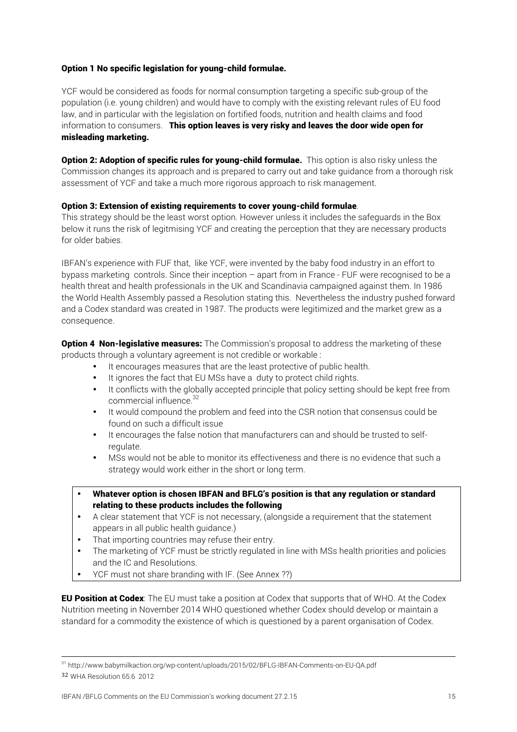**Option 1 No specific legislation for young-child formulae.**

YCF would be considered as foods for normal consumption targeting a specific sub-group of the population (i.e. young children) and would have to comply with the existing relevant rules of EU food law, and in particular with the legislation on fortified foods, nutrition and health claims and food information to consumers. **This option leaves is very risky and leaves the door wide open for misleading marketing.**

**Option 2: Adoption of specific rules for young-child formulae.** This option is also risky unless the Commission changes its approach and is prepared to carry out and take guidance from a thorough risk assessment of YCF and take a much more rigorous approach to risk management.

**Option 3: Extension of existing requirements to cover young-child formulae**.
This strategy should be the least worst option. However unless it includes the safeguards in the Box below it runs the risk of legitmising YCF and creating the perception that they are necessary products for older babies.

IBFAN's experience with FUF that, like YCF, were invented by the baby food industry in an effort to bypass marketing controls. Since their inception – apart from in France - FUF were recognised to be a health threat and health professionals in the UK and Scandinavia campaigned against them. In 1986 the World Health Assembly passed a Resolution stating this. Nevertheless the industry pushed forward and a Codex standard was created in 1987. The products were legitimized and the market grew as a consequence.

**Option 4 Non-legislative measures:** The Commission's proposal to address the marketing of these products through a voluntary agreement is not credible or workable :

- It encourages measures that are the least protective of public health.
- It ignores the fact that EU MSs have a duty to protect child rights.
- It conflicts with the globally accepted principle that policy setting should be kept free from commercial influence.[32]
- It would compound the problem and feed into the CSR notion that consensus could be found on such a difficult issue
- It encourages the false notion that manufacturers can and should be trusted to self-regulate.
- MSs would not be able to monitor its effectiveness and there is no evidence that such a strategy would work either in the short or long term.

- **Whatever option is chosen IBFAN and BFLG's position is that any regulation or standard relating to these products includes the following**
- A clear statement that YCF is not necessary, (alongside a requirement that the statement appears in all public health guidance.)
- That importing countries may refuse their entry.
- The marketing of YCF must be strictly regulated in line with MSs health priorities and policies and the IC and Resolutions.
- YCF must not share branding with IF. (See Annex ??)

**EU Position at Codex**: The EU must take a position at Codex that supports that of WHO. At the Codex Nutrition meeting in November 2014 WHO questioned whether Codex should develop or maintain a standard for a commodity the existence of which is questioned by a parent organisation of Codex.

---

[31] http://www.babymilkaction.org/wp-content/uploads/2015/02/BFLG-IBFAN-Comments-on-EU-QA.pdf

[32] WHA Resolution 65.6 2012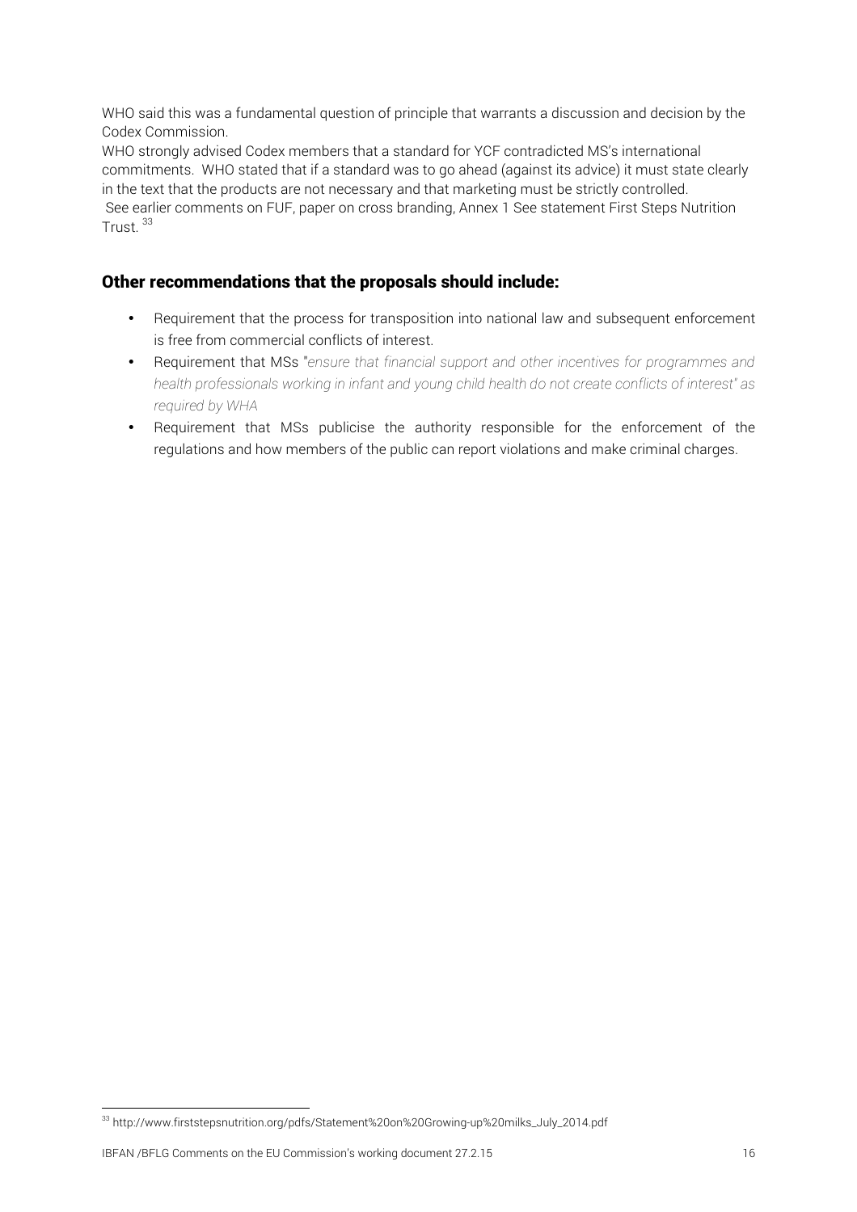WHO said this was a fundamental question of principle that warrants a discussion and decision by the Codex Commission.

WHO strongly advised Codex members that a standard for YCF contradicted MS's international commitments. WHO stated that if a standard was to go ahead (against its advice) it must state clearly in the text that the products are not necessary and that marketing must be strictly controlled.

See earlier comments on FUF, paper on cross branding, Annex 1 See statement First Steps Nutrition Trust. [33]

## Other recommendations that the proposals should include:

- Requirement that the process for transposition into national law and subsequent enforcement is free from commercial conflicts of interest.
- Requirement that MSs "*ensure that financial support and other incentives for programmes and health professionals working in infant and young child health do not create conflicts of interest" as required by WHA*
- Requirement that MSs publicise the authority responsible for the enforcement of the regulations and how members of the public can report violations and make criminal charges.

[33] http://www.firststepsnutrition.org/pdfs/Statement%20on%20Growing-up%20milks_July_2014.pdf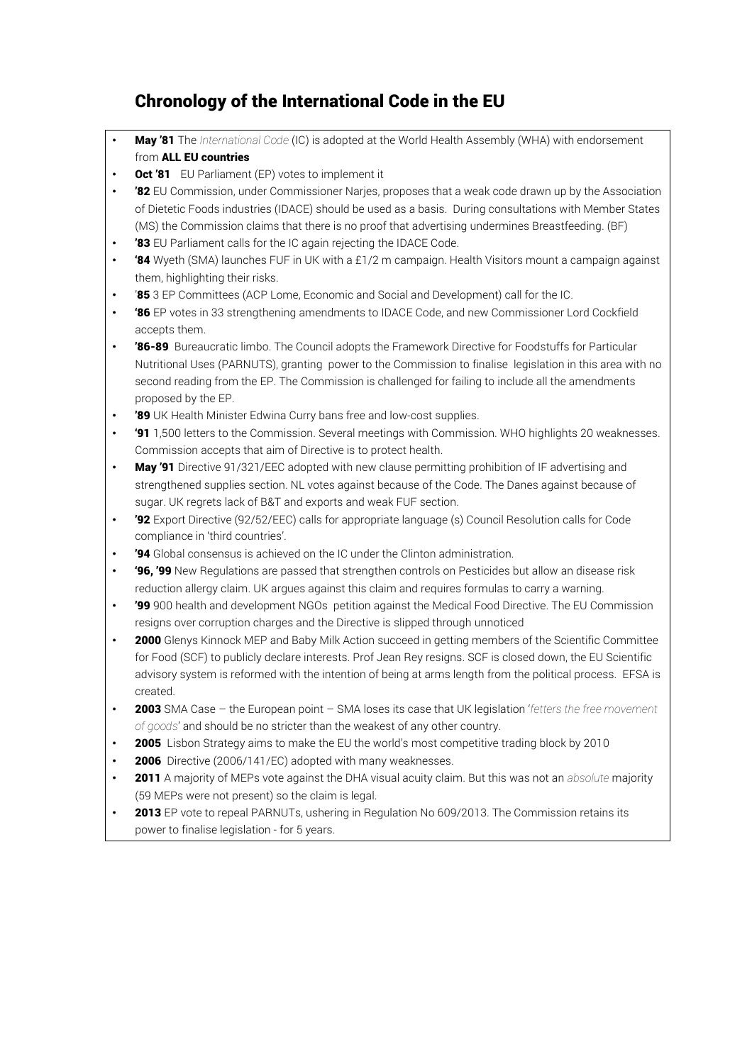## Chronology of the International Code in the EU

- **May '81** The *International Code* (IC) is adopted at the World Health Assembly (WHA) with endorsement from **ALL EU countries**
- **Oct '81** EU Parliament (EP) votes to implement it
- **'82** EU Commission, under Commissioner Narjes, proposes that a weak code drawn up by the Association of Dietetic Foods industries (IDACE) should be used as a basis. During consultations with Member States (MS) the Commission claims that there is no proof that advertising undermines Breastfeeding. (BF)
- **'83** EU Parliament calls for the IC again rejecting the IDACE Code.
- **'84** Wyeth (SMA) launches FUF in UK with a £1/2 m campaign. Health Visitors mount a campaign against them, highlighting their risks.
- '**85** 3 EP Committees (ACP Lome, Economic and Social and Development) call for the IC.
- **'86** EP votes in 33 strengthening amendments to IDACE Code, and new Commissioner Lord Cockfield accepts them.
- **'86-89** Bureaucratic limbo. The Council adopts the Framework Directive for Foodstuffs for Particular Nutritional Uses (PARNUTS), granting power to the Commission to finalise legislation in this area with no second reading from the EP. The Commission is challenged for failing to include all the amendments proposed by the EP.
- **'89** UK Health Minister Edwina Curry bans free and low-cost supplies.
- **'91** 1,500 letters to the Commission. Several meetings with Commission. WHO highlights 20 weaknesses. Commission accepts that aim of Directive is to protect health.
- **May '91** Directive 91/321/EEC adopted with new clause permitting prohibition of IF advertising and strengthened supplies section. NL votes against because of the Code. The Danes against because of sugar. UK regrets lack of B&T and exports and weak FUF section.
- **'92** Export Directive (92/52/EEC) calls for appropriate language (s) Council Resolution calls for Code compliance in 'third countries'.
- **'94** Global consensus is achieved on the IC under the Clinton administration.
- **'96, '99** New Regulations are passed that strengthen controls on Pesticides but allow an disease risk reduction allergy claim. UK argues against this claim and requires formulas to carry a warning.
- **'99** 900 health and development NGOs petition against the Medical Food Directive. The EU Commission resigns over corruption charges and the Directive is slipped through unnoticed
- **2000** Glenys Kinnock MEP and Baby Milk Action succeed in getting members of the Scientific Committee for Food (SCF) to publicly declare interests. Prof Jean Rey resigns. SCF is closed down, the EU Scientific advisory system is reformed with the intention of being at arms length from the political process. EFSA is created.
- **2003** SMA Case – the European point – SMA loses its case that UK legislation '*fetters the free movement of goods*' and should be no stricter than the weakest of any other country.
- **2005** Lisbon Strategy aims to make the EU the world's most competitive trading block by 2010
- **2006** Directive (2006/141/EC) adopted with many weaknesses.
- **2011** A majority of MEPs vote against the DHA visual acuity claim. But this was not an *absolute* majority (59 MEPs were not present) so the claim is legal.
- **2013** EP vote to repeal PARNUTs, ushering in Regulation No 609/2013. The Commission retains its power to finalise legislation - for 5 years.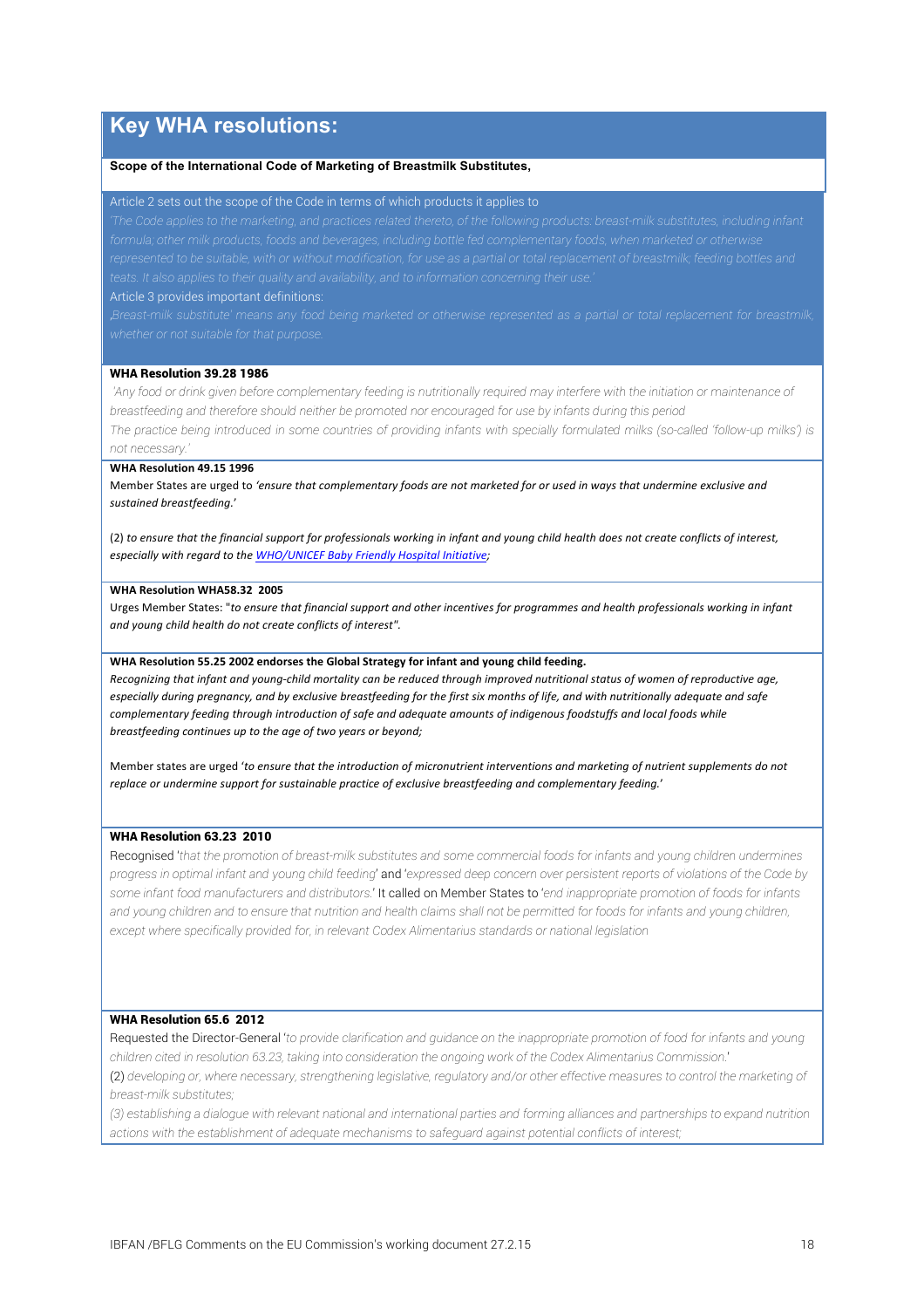# Key WHA resolutions:

**Scope of the International Code of Marketing of Breastmilk Substitutes,**

Article 2 sets out the scope of the Code in terms of which products it applies to

*'The Code applies to the marketing, and practices related thereto, of the following products: breast-milk substitutes, including infant formula; other milk products, foods and beverages, including bottle fed complementary foods, when marketed or otherwise represented to be suitable, with or without modification, for use as a partial or total replacement of breastmilk; feeding bottles and teats. It also applies to their quality and availability, and to information concerning their use.'*

Article 3 provides important definitions:

*'Breast-milk substitute' means any food being marketed or otherwise represented as a partial or total replacement for breastmilk, whether or not suitable for that purpose.*

**WHA Resolution 39.28 1986**

*'Any food or drink given before complementary feeding is nutritionally required may interfere with the initiation or maintenance of breastfeeding and therefore should neither be promoted nor encouraged for use by infants during this period*

*The practice being introduced in some countries of providing infants with specially formulated milks (so-called 'follow-up milks') is not necessary.'*

**WHA Resolution 49.15 1996**

Member States are urged to *'ensure that complementary foods are not marketed for or used in ways that undermine exclusive and sustained breastfeeding.'*

(2) *to ensure that the financial support for professionals working in infant and young child health does not create conflicts of interest, especially with regard to the [WHO/UNICEF Baby Friendly Hospital Initiative](WHO/UNICEF Baby Friendly Hospital Initiative);*

**WHA Resolution WHA58.32 2005**

Urges Member States: "*to ensure that financial support and other incentives for programmes and health professionals working in infant and young child health do not create conflicts of interest".*

**WHA Resolution 55.25 2002 endorses the Global Strategy for infant and young child feeding.**

*Recognizing that infant and young-child mortality can be reduced through improved nutritional status of women of reproductive age, especially during pregnancy, and by exclusive breastfeeding for the first six months of life, and with nutritionally adequate and safe complementary feeding through introduction of safe and adequate amounts of indigenous foodstuffs and local foods while breastfeeding continues up to the age of two years or beyond;*

Member states are urged '*to ensure that the introduction of micronutrient interventions and marketing of nutrient supplements do not replace or undermine support for sustainable practice of exclusive breastfeeding and complementary feeding.'*

**WHA Resolution 63.23 2010**

Recognised '*that the promotion of breast-milk substitutes and some commercial foods for infants and young children undermines progress in optimal infant and young child feeding*' and '*expressed deep concern over persistent reports of violations of the Code by some infant food manufacturers and distributors.*' It called on Member States to '*end inappropriate promotion of foods for infants and young children and to ensure that nutrition and health claims shall not be permitted for foods for infants and young children, except where specifically provided for, in relevant Codex Alimentarius standards or national legislation*

**WHA Resolution 65.6 2012**

Requested the Director-General '*to provide clarification and guidance on the inappropriate promotion of food for infants and young children cited in resolution 63.23, taking into consideration the ongoing work of the Codex Alimentarius Commission.*'

(2) *developing or, where necessary, strengthening legislative, regulatory and/or other effective measures to control the marketing of breast-milk substitutes;*

*(3) establishing a dialogue with relevant national and international parties and forming alliances and partnerships to expand nutrition actions with the establishment of adequate mechanisms to safeguard against potential conflicts of interest;*